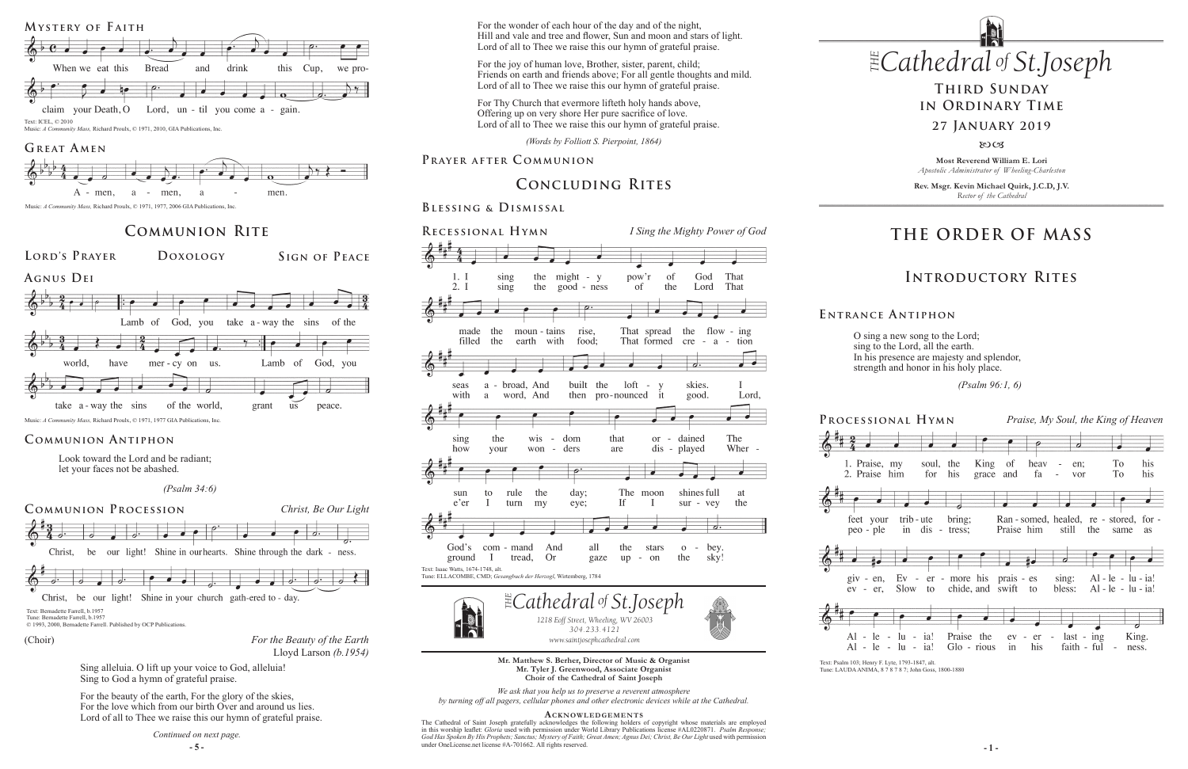## Mystery of Faith

When we eat this Bread and drink this Cup, we proclaim your Death, O Lord, until you come again.

Text: ICEL, © 2010
Music: *A Community Mass,* Richard Proulx, © 1971, 2010, GIA Publications, Inc.

## Great Amen

Amen, amen, amen.

Music: *A Community Mass,* Richard Proulx, © 1971, 1977, 2006 GIA Publications, Inc.

# Communion Rite

## Lord's Prayer

## Doxology

## Sign of Peace

## Agnus Dei

Lamb of God, you take away the sins of the world, have mercy on us. Lamb of God, you take away the sins of the world, grant us peace.

Music: *A Community Mass,* Richard Proulx, © 1971, 1977 GIA Publications, Inc.

## Communion Antiphon

Look toward the Lord and be radiant;
let your faces not be abashed.

*(Psalm 34:6)*

## Communion Procession

*Christ, Be Our Light*

Christ, be our light! Shine in our hearts. Shine through the darkness. Christ, be our light! Shine in your church gathered today.

Text: Bernadette Farrell, b.1957
Tune: Bernadette Farrell, b.1957
© 1993, 2000, Bernadette Farrell. Published by OCP Publications.

(Choir) *For the Beauty of the Earth*
Lloyd Larson *(b.1954)*

Sing alleluia. O lift up your voice to God, alleluia!
Sing to God a hymn of grateful praise.

For the beauty of the earth, For the glory of the skies,
For the love which from our birth Over and around us lies.
Lord of all to Thee we raise this our hymn of grateful praise.

*Continued on next page.*

For the wonder of each hour of the day and of the night,
Hill and vale and tree and flower, Sun and moon and stars of light.
Lord of all to Thee we raise this our hymn of grateful praise.

For the joy of human love, Brother, sister, parent, child;
Friends on earth and friends above; For all gentle thoughts and mild.
Lord of all to Thee we raise this our hymn of grateful praise.

For Thy Church that evermore lifteth holy hands above,
Offering up on very shore Her pure sacrifice of love.
Lord of all to Thee we raise this our hymn of grateful praise.

*(Words by Folliott S. Pierpoint, 1864)*

## Prayer after Communion

# Concluding Rites

## Blessing & Dismissal

## Recessional Hymn

*I Sing the Mighty Power of God*

1. I sing the mighty pow'r of God That made the mountains rise, That spread the flowing seas abroad, And built the lofty skies. I sing the wisdom that ordained The sun to rule the day; The moon shines full at God's command And all the stars obey.

2. I sing the goodness of the Lord That filled the earth with food; That formed creation with a word, And then pronounced it good. Lord, how your wonders are displayed Wher-e'er I turn my eye; If I survey the ground I tread, Or gaze up-on the sky!

Text: Isaac Watts, 1674-1748, alt.
Tune: ELLACOMBE, CMD; *Gesangbuch der Herzogl*, Wirttemberg, 1784

THE Cathedral of St.Joseph
*1218 Eoff Street, Wheeling, WV 26003*
*304.233.4121*
*www.saintjosephcathedral.com*

**Mr. Matthew S. Berher, Director of Music & Organist**
**Mr. Tyler J. Greenwood, Associate Organist**
**Choir of the Cathedral of Saint Joseph**

*We ask that you help us to preserve a reverent atmosphere by turning off all pagers, cellular phones and other electronic devices while at the Cathedral.*

**Acknowledgements**

The Cathedral of Saint Joseph gratefully acknowledges the following holders of copyright whose materials are employed in this worship leaflet: *Gloria* used with permission under World Library Publications license #AL0220871. *Psalm Response; God Has Spoken By His Prophets; Sanctus; Mystery of Faith; Great Amen; Agnus Dei; Christ, Be Our Light* used with permission under OneLicense.net license #A-701662. All rights reserved.

# THE Cathedral of St.Joseph

## Third Sunday in Ordinary Time

## 27 January 2019

**Most Reverend William E. Lori**
*Apostolic Administrator of Wheeling-Charleston*

**Rev. Msgr. Kevin Michael Quirk, J.C.D, J.V.**
*Rector of the Cathedral*

# THE ORDER OF MASS

# Introductory Rites

## Entrance Antiphon

O sing a new song to the Lord;
sing to the Lord, all the earth.
In his presence are majesty and splendor,
strength and honor in his holy place.

*(Psalm 96:1, 6)*

## Processional Hymn

*Praise, My Soul, the King of Heaven*

1. Praise, my soul, the King of heaven; To his feet your tribute bring; Ransomed, healed, restored, forgiven, Evermore his praises sing: Alleluia! Alleluia! Praise the everlasting King.

2. Praise him for his grace and favor To his people in distress; Praise him still the same as ever, Slow to chide, and swift to bless: Alleluia! Alleluia! Glorious in his faithfulness.

Text: Psalm 103; Henry F. Lyte, 1793-1847, alt.
Tune: LAUDA ANIMA, 8 7 8 7 8 7; John Goss, 1800-1880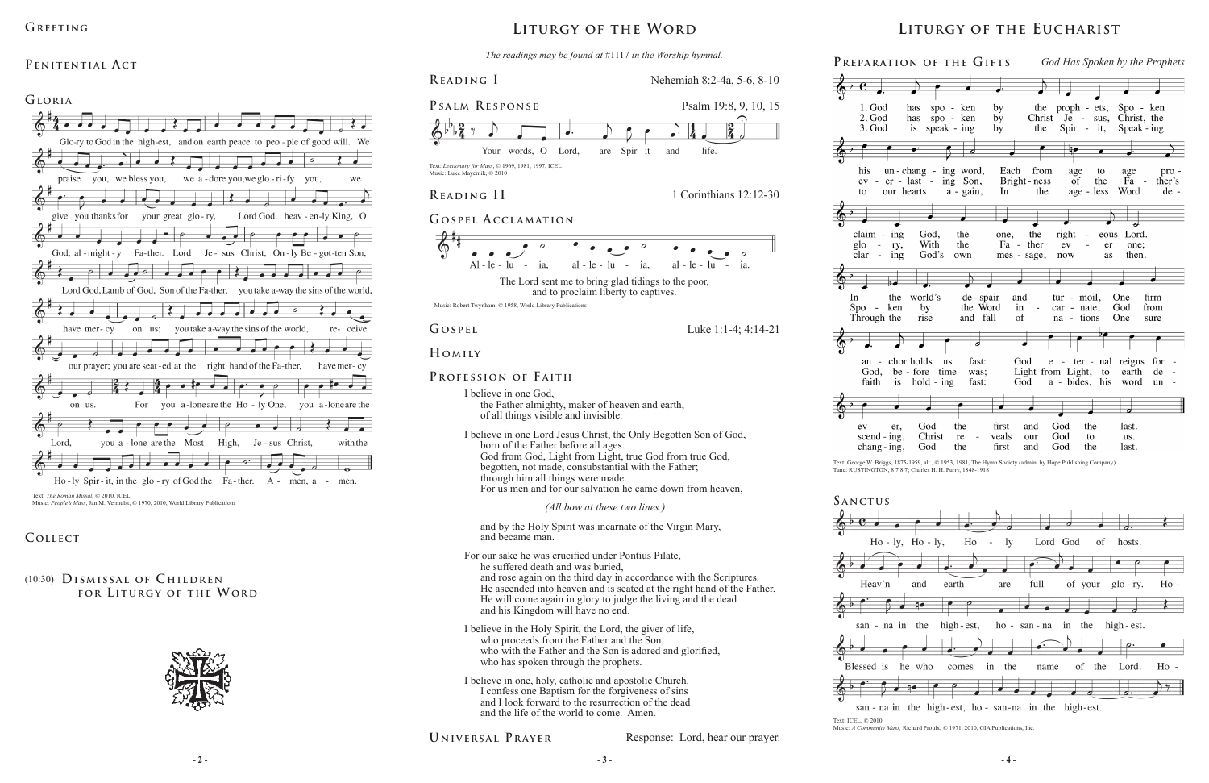## Greeting

## Penitential Act

## Gloria

Glo-ry to God in the high-est, and on earth peace to peo - ple of good will. We praise you, we bless you, we a - dore you, we glo - ri - fy you, we give you thanks for your great glo - ry, Lord God, heav - en-ly King, O God, al - might - y Fa-ther. Lord Je - sus Christ, On - ly Be - got-ten Son, Lord God, Lamb of God, Son of the Fa-ther, you take a-way the sins of the world, have mer - cy on us; you take a-way the sins of the world, re - ceive our prayer; you are seat - ed at the right hand of the Fa-ther, have mer - cy on us. For you a-lone are the Ho - ly One, you a-lone are the Lord, you a - lone are the Most High, Je - sus Christ, with the Ho - ly Spir - it, in the glo - ry of God the Fa - ther. A - men, a - men.

Text: *The Roman Missal*, © 2010, ICEL
Music: *People's Mass*, Jan M. Vermulst, © 1970, 2010, World Library Publications

## Collect

(10:30) **Dismissal of Children for Liturgy of the Word**

# Liturgy of the Word

*The readings may be found at #1117 in the Worship hymnal.*

## Reading I
Nehemiah 8:2-4a, 5-6, 8-10

## Psalm Response
Psalm 19:8, 9, 10, 15

Your words, O Lord, are Spir - it and life.

Text: *Lectionary for Mass*, © 1969, 1981, 1997, ICEL
Music: Luke Mayernik, © 2010

## Reading II
1 Corinthians 12:12-30

## Gospel Acclamation

Al - le - lu - ia, al - le - lu - ia, al - le - lu - ia.

The Lord sent me to bring glad tidings to the poor,
and to proclaim liberty to captives.

Music: Robert Twynham, © 1958, World Library Publications

## Gospel
Luke 1:1-4; 4:14-21

## Homily

## Profession of Faith

I believe in one God,
the Father almighty, maker of heaven and earth,
of all things visible and invisible.

I believe in one Lord Jesus Christ, the Only Begotten Son of God,
born of the Father before all ages.
God from God, Light from Light, true God from true God,
begotten, not made, consubstantial with the Father;
through him all things were made.
For us men and for our salvation he came down from heaven,

*(All bow at these two lines.)*

and by the Holy Spirit was incarnate of the Virgin Mary,
and became man.

For our sake he was crucified under Pontius Pilate,
he suffered death and was buried,
and rose again on the third day in accordance with the Scriptures.
He ascended into heaven and is seated at the right hand of the Father.
He will come again in glory to judge the living and the dead
and his Kingdom will have no end.

I believe in the Holy Spirit, the Lord, the giver of life,
who proceeds from the Father and the Son,
who with the Father and the Son is adored and glorified,
who has spoken through the prophets.

I believe in one, holy, catholic and apostolic Church.
I confess one Baptism for the forgiveness of sins
and I look forward to the resurrection of the dead
and the life of the world to come. Amen.

## Universal Prayer
Response: Lord, hear our prayer.

# Liturgy of the Eucharist

## Preparation of the Gifts
*God Has Spoken by the Prophets*

1. God has spo - ken by the proph - ets, Spo - ken his un - chang - ing word, Each from age to age pro - claim - ing God, the one, the right - eous Lord. In the world's de - spair and tur - moil, One firm an - chor holds us fast: God e - ter - nal reigns for - ev - er, God the first and God the last.

2. God has spo - ken by Christ Je - sus, Christ, the ev - er - last - ing Son, Bright - ness of the Fa - ther's glo - ry, With the Fa - ther ev - er one; Spo - ken by the Word in - car - nate, God from God, be - fore time was; Light from Light, to earth de - scend - ing, Christ re - veals our God to us.

3. God is speak - ing by the Spir - it, Speak - ing to our hearts a - gain, In the age - less Word de - clar - ing God's own mes - sage, now as then. Through the rise and fall of na - tions One sure faith is hold - ing fast: God a - bides, his word un - chang - ing, God the first and God the last.

Text: George W. Briggs, 1875-1959, alt., © 1953, 1981, The Hymn Society (admin. by Hope Publishing Company)
Tune: RUSTINGTON, 8 7 8 7; Charles H. H. Parry, 1848-1918

## Sanctus

Ho - ly, Ho - ly, Ho - ly Lord God of hosts. Heav'n and earth are full of your glo - ry. Ho - san - na in the high - est, ho - san - na in the high - est. Blessed is he who comes in the name of the Lord. Ho - san - na in the high - est, ho - san - na in the high - est.

Text: ICEL, © 2010
Music: *A Community Mass*, Richard Proulx, © 1971, 2010, GIA Publications, Inc.